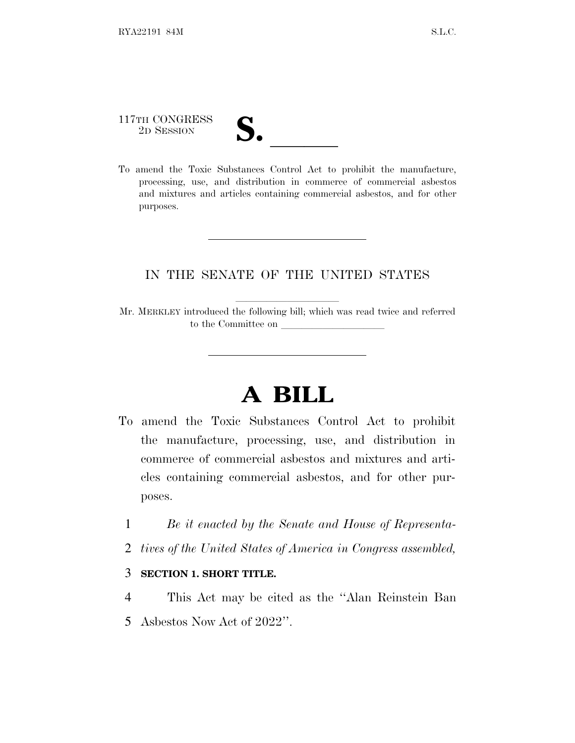117TH CONGRESS
2D SESSION

# S. \_\_\_\_\_\_

To amend the Toxic Substances Control Act to prohibit the manufacture, processing, use, and distribution in commerce of commercial asbestos and mixtures and articles containing commercial asbestos, and for other purposes.

---

IN THE SENATE OF THE UNITED STATES

---

Mr. MERKLEY introduced the following bill; which was read twice and referred to the Committee on \_\_\_\_\_\_\_\_\_\_\_\_\_\_\_\_\_\_\_\_

---

# A BILL

To amend the Toxic Substances Control Act to prohibit the manufacture, processing, use, and distribution in commerce of commercial asbestos and mixtures and articles containing commercial asbestos, and for other purposes.

1 *Be it enacted by the Senate and House of Representa-*
2 *tives of the United States of America in Congress assembled,*

3 **SECTION 1. SHORT TITLE.**

4 This Act may be cited as the ''Alan Reinstein Ban
5 Asbestos Now Act of 2022''.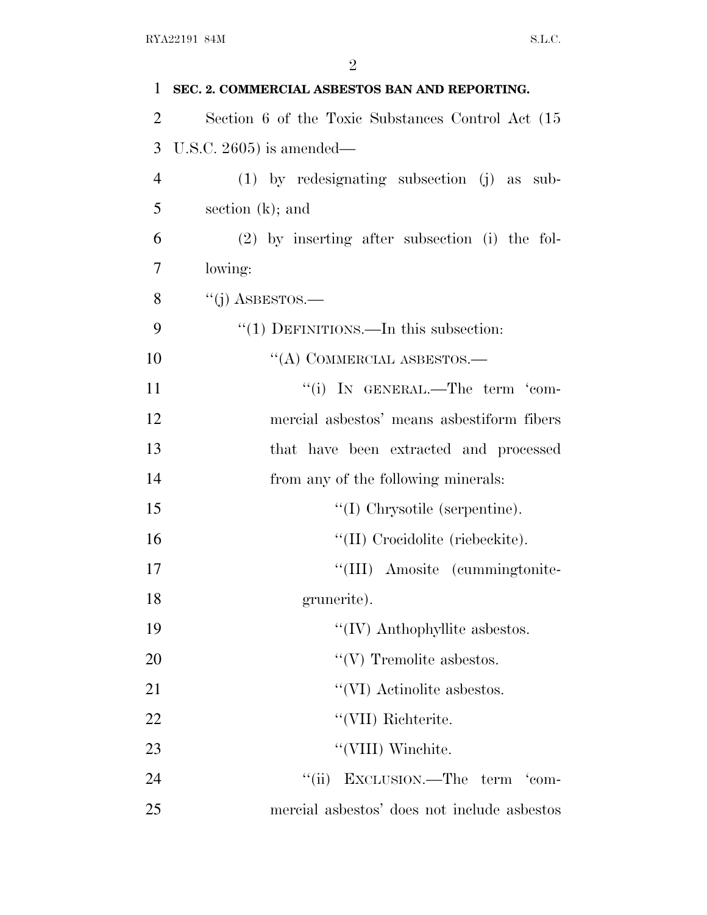**SEC. 2. COMMERCIAL ASBESTOS BAN AND REPORTING.**

Section 6 of the Toxic Substances Control Act (15 U.S.C. 2605) is amended—

(1) by redesignating subsection (j) as subsection (k); and

(2) by inserting after subsection (i) the following:

"(j) ASBESTOS.—

"(1) DEFINITIONS.—In this subsection:

"(A) COMMERCIAL ASBESTOS.—

"(i) IN GENERAL.—The term 'commercial asbestos' means asbestiform fibers that have been extracted and processed from any of the following minerals:

"(I) Chrysotile (serpentine).

"(II) Crocidolite (riebeckite).

"(III) Amosite (cummingtonite-grunerite).

"(IV) Anthophyllite asbestos.

"(V) Tremolite asbestos.

"(VI) Actinolite asbestos.

"(VII) Richterite.

"(VIII) Winchite.

"(ii) EXCLUSION.—The term 'commercial asbestos' does not include asbestos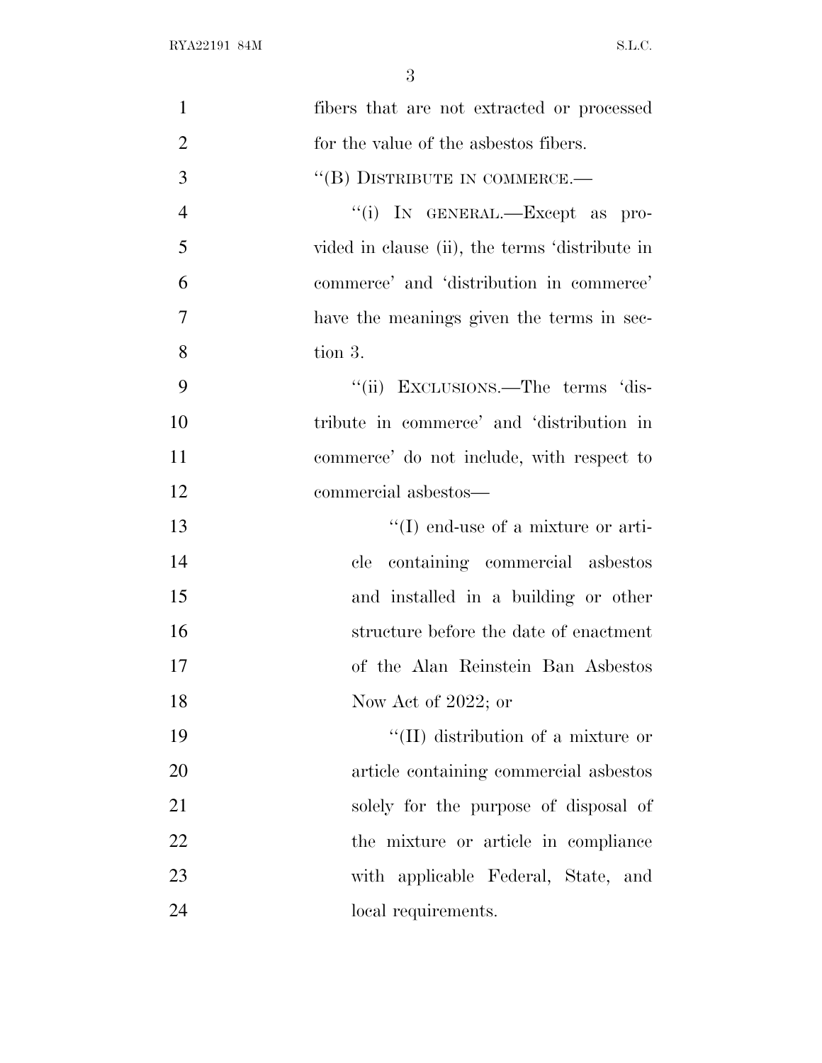fibers that are not extracted or processed for the value of the asbestos fibers.

''(B) DISTRIBUTE IN COMMERCE.—

''(i) IN GENERAL.—Except as provided in clause (ii), the terms 'distribute in commerce' and 'distribution in commerce' have the meanings given the terms in section 3.

''(ii) EXCLUSIONS.—The terms 'distribute in commerce' and 'distribution in commerce' do not include, with respect to commercial asbestos—

''(I) end-use of a mixture or article containing commercial asbestos and installed in a building or other structure before the date of enactment of the Alan Reinstein Ban Asbestos Now Act of 2022; or

''(II) distribution of a mixture or article containing commercial asbestos solely for the purpose of disposal of the mixture or article in compliance with applicable Federal, State, and local requirements.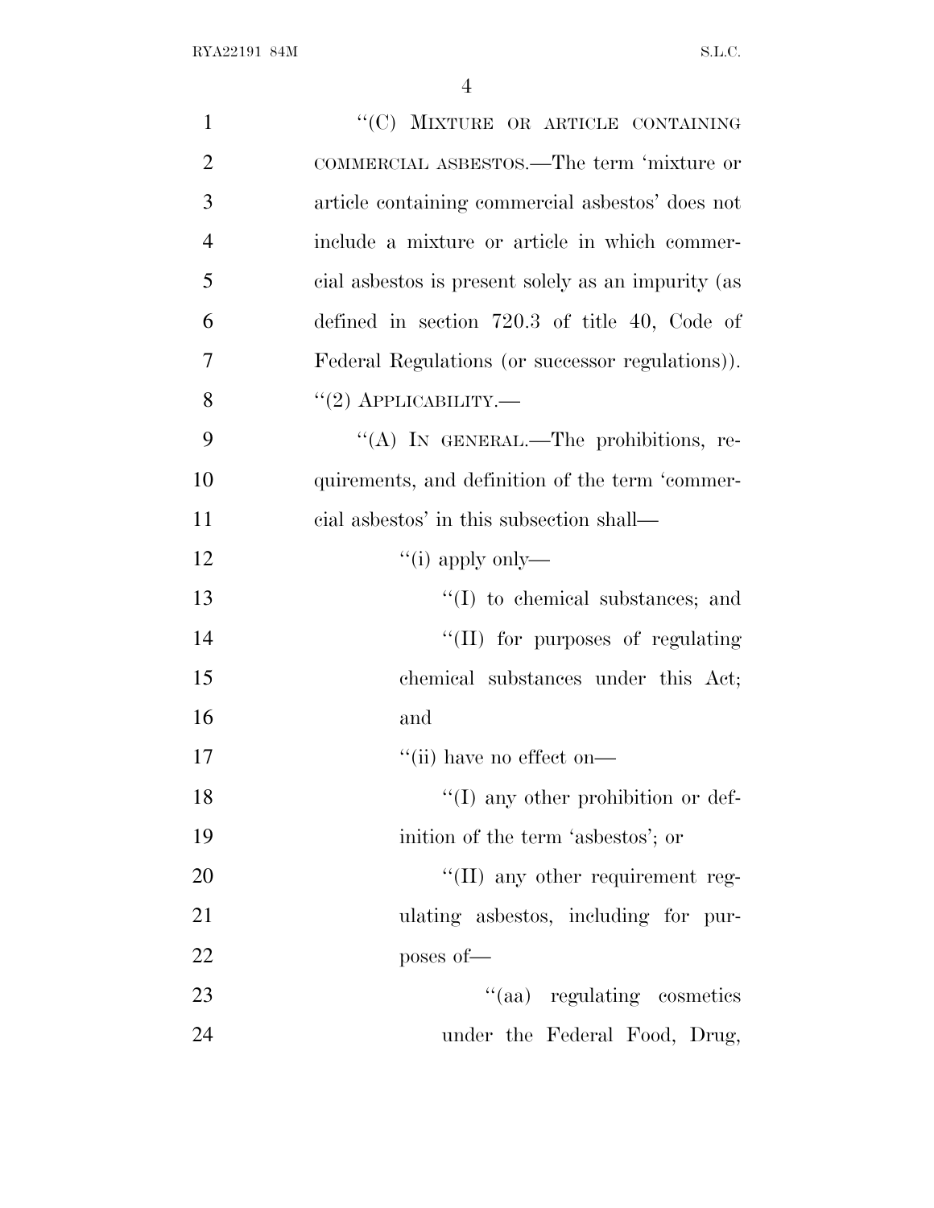''(C) MIXTURE OR ARTICLE CONTAINING COMMERCIAL ASBESTOS.—The term 'mixture or article containing commercial asbestos' does not include a mixture or article in which commercial asbestos is present solely as an impurity (as defined in section 720.3 of title 40, Code of Federal Regulations (or successor regulations)).

''(2) APPLICABILITY.—

''(A) IN GENERAL.—The prohibitions, requirements, and definition of the term 'commercial asbestos' in this subsection shall—

''(i) apply only—

''(I) to chemical substances; and

''(II) for purposes of regulating chemical substances under this Act; and

''(ii) have no effect on—

''(I) any other prohibition or definition of the term 'asbestos'; or

''(II) any other requirement regulating asbestos, including for purposes of—

''(aa) regulating cosmetics under the Federal Food, Drug,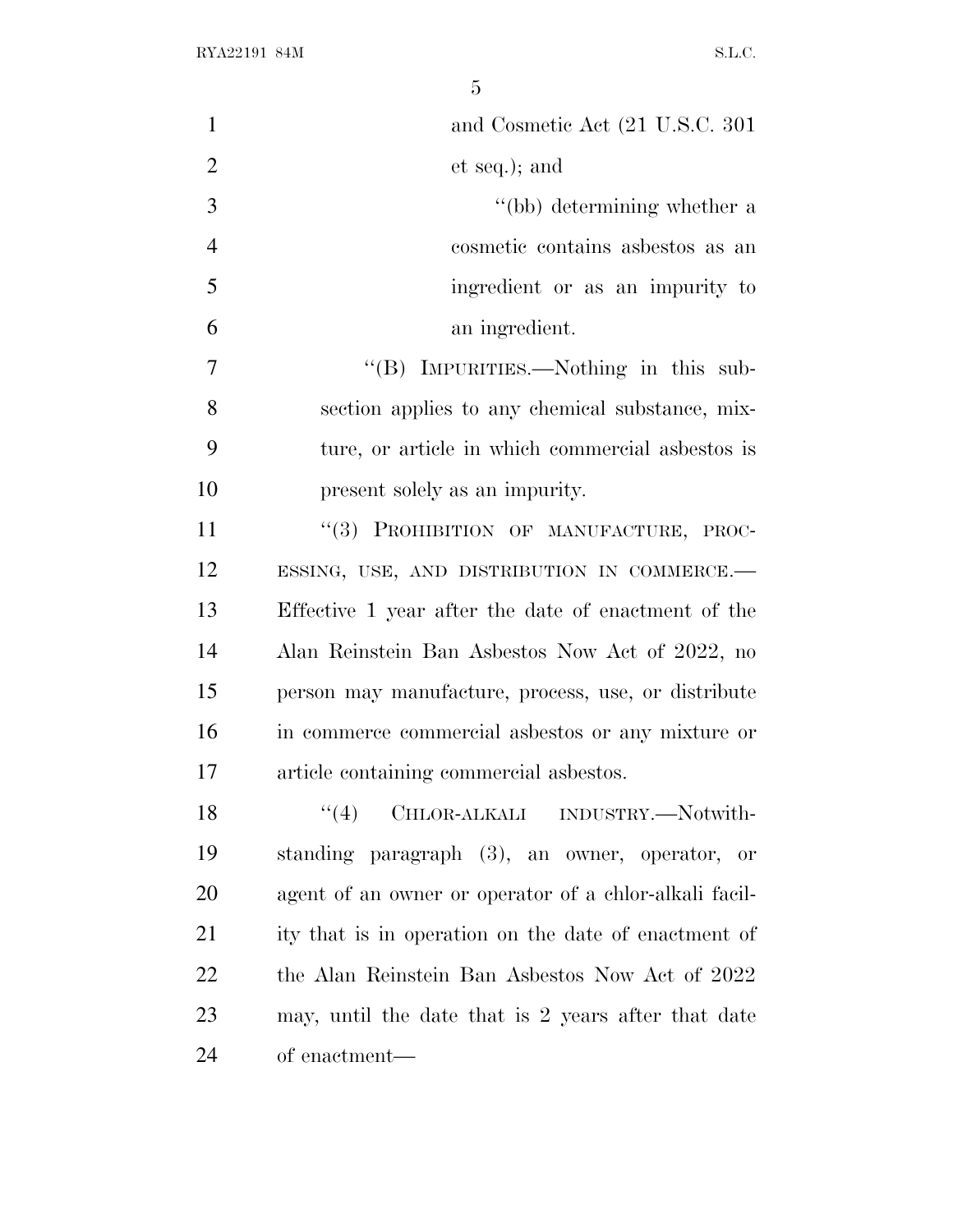and Cosmetic Act (21 U.S.C. 301 et seq.); and

"(bb) determining whether a cosmetic contains asbestos as an ingredient or as an impurity to an ingredient.

"(B) IMPURITIES.—Nothing in this subsection applies to any chemical substance, mixture, or article in which commercial asbestos is present solely as an impurity.

"(3) PROHIBITION OF MANUFACTURE, PROCESSING, USE, AND DISTRIBUTION IN COMMERCE.—Effective 1 year after the date of enactment of the Alan Reinstein Ban Asbestos Now Act of 2022, no person may manufacture, process, use, or distribute in commerce commercial asbestos or any mixture or article containing commercial asbestos.

"(4) CHLOR-ALKALI INDUSTRY.—Notwithstanding paragraph (3), an owner, operator, or agent of an owner or operator of a chlor-alkali facility that is in operation on the date of enactment of the Alan Reinstein Ban Asbestos Now Act of 2022 may, until the date that is 2 years after that date of enactment—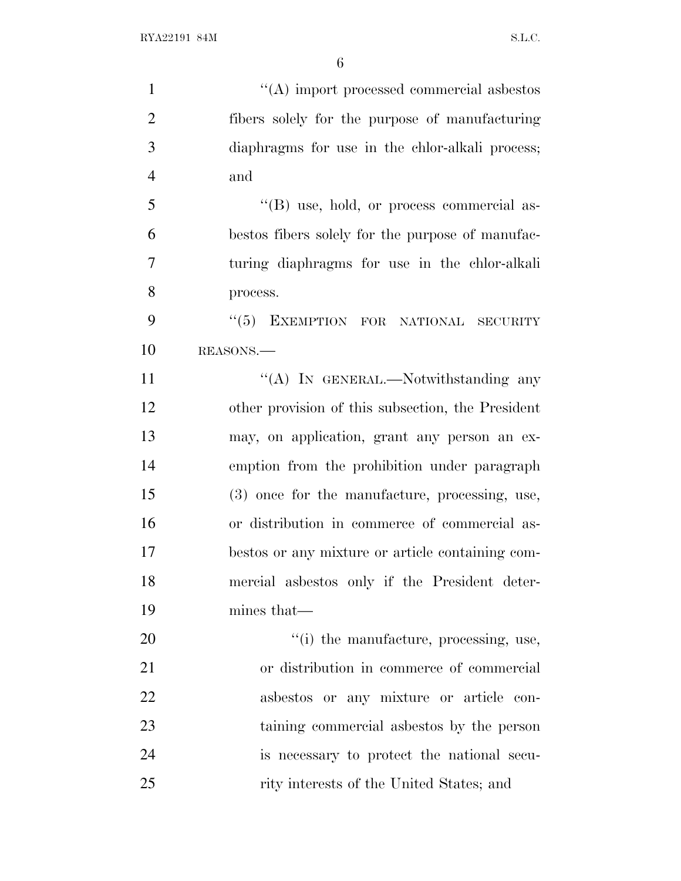"(A) import processed commercial asbestos fibers solely for the purpose of manufacturing diaphragms for use in the chlor-alkali process; and

"(B) use, hold, or process commercial asbestos fibers solely for the purpose of manufacturing diaphragms for use in the chlor-alkali process.

"(5) EXEMPTION FOR NATIONAL SECURITY REASONS.—

"(A) IN GENERAL.—Notwithstanding any other provision of this subsection, the President may, on application, grant any person an exemption from the prohibition under paragraph (3) once for the manufacture, processing, use, or distribution in commerce of commercial asbestos or any mixture or article containing commercial asbestos only if the President determines that—

"(i) the manufacture, processing, use, or distribution in commerce of commercial asbestos or any mixture or article containing commercial asbestos by the person is necessary to protect the national security interests of the United States; and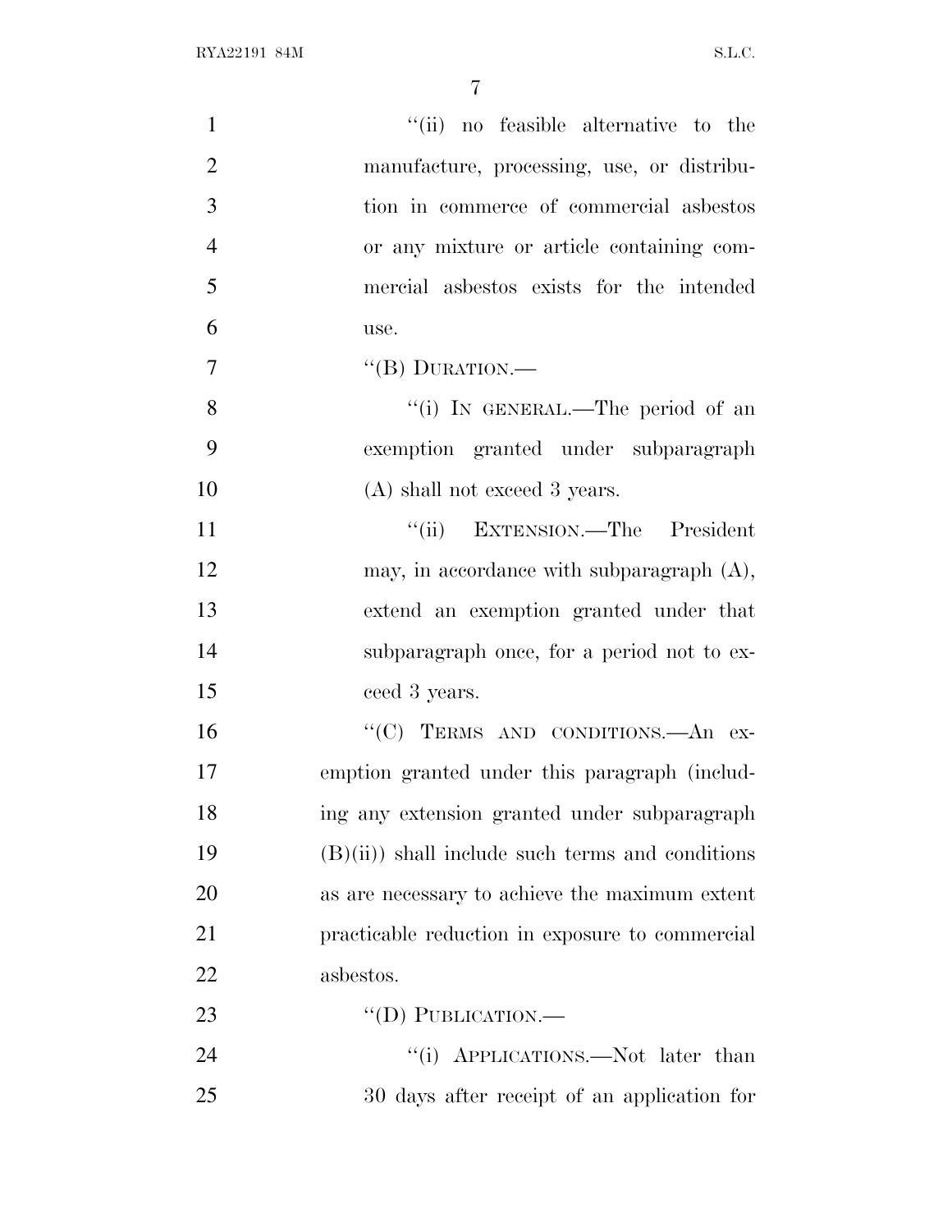"(ii) no feasible alternative to the manufacture, processing, use, or distribution in commerce of commercial asbestos or any mixture or article containing commercial asbestos exists for the intended use.

"(B) DURATION.—

"(i) IN GENERAL.—The period of an exemption granted under subparagraph (A) shall not exceed 3 years.

"(ii) EXTENSION.—The President may, in accordance with subparagraph (A), extend an exemption granted under that subparagraph once, for a period not to exceed 3 years.

"(C) TERMS AND CONDITIONS.—An exemption granted under this paragraph (including any extension granted under subparagraph (B)(ii)) shall include such terms and conditions as are necessary to achieve the maximum extent practicable reduction in exposure to commercial asbestos.

"(D) PUBLICATION.—

"(i) APPLICATIONS.—Not later than 30 days after receipt of an application for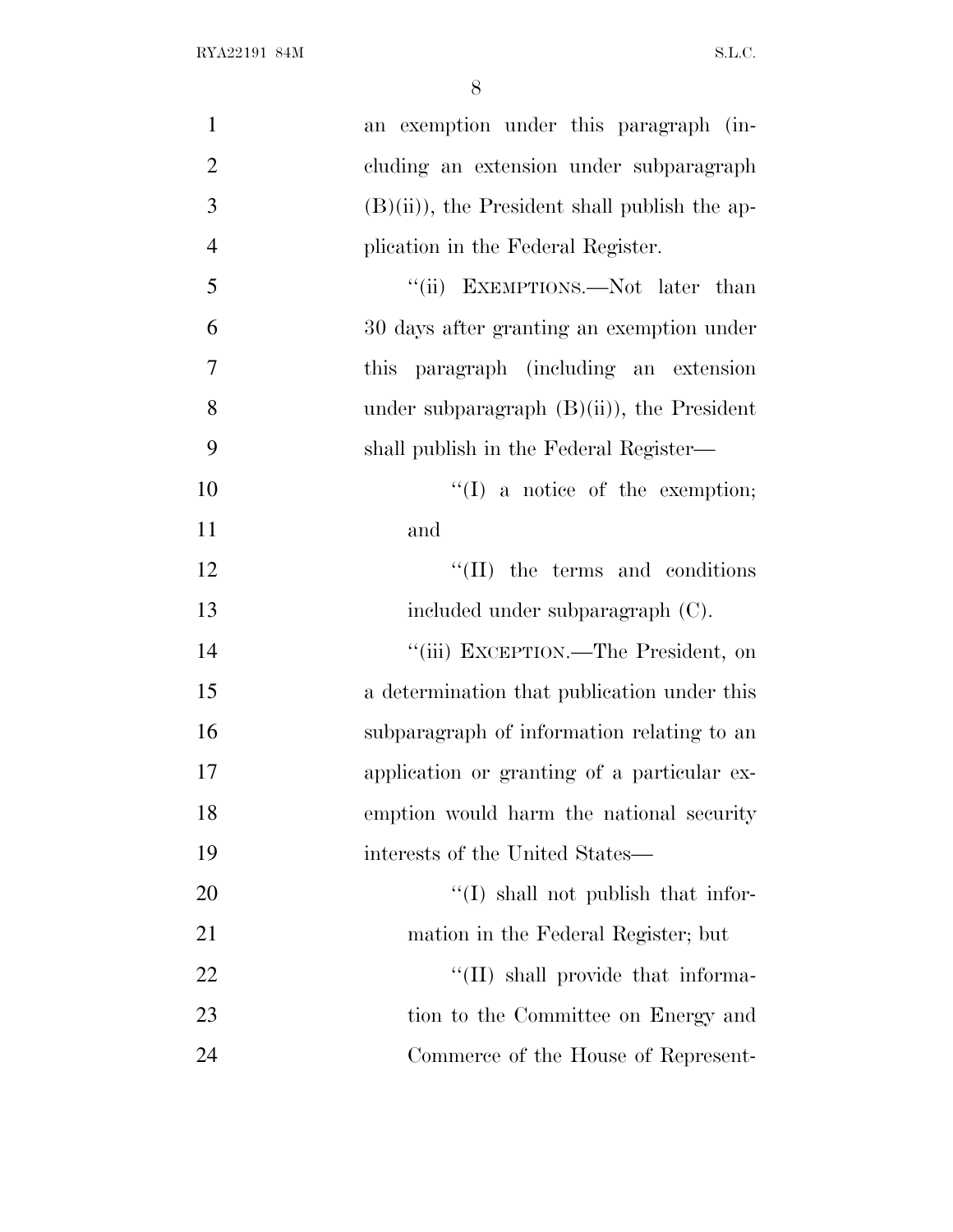an exemption under this paragraph (including an extension under subparagraph (B)(ii)), the President shall publish the application in the Federal Register.

"(ii) EXEMPTIONS.—Not later than 30 days after granting an exemption under this paragraph (including an extension under subparagraph (B)(ii)), the President shall publish in the Federal Register—

"(I) a notice of the exemption; and

"(II) the terms and conditions included under subparagraph (C).

"(iii) EXCEPTION.—The President, on a determination that publication under this subparagraph of information relating to an application or granting of a particular exemption would harm the national security interests of the United States—

"(I) shall not publish that information in the Federal Register; but

"(II) shall provide that information to the Committee on Energy and Commerce of the House of Represent-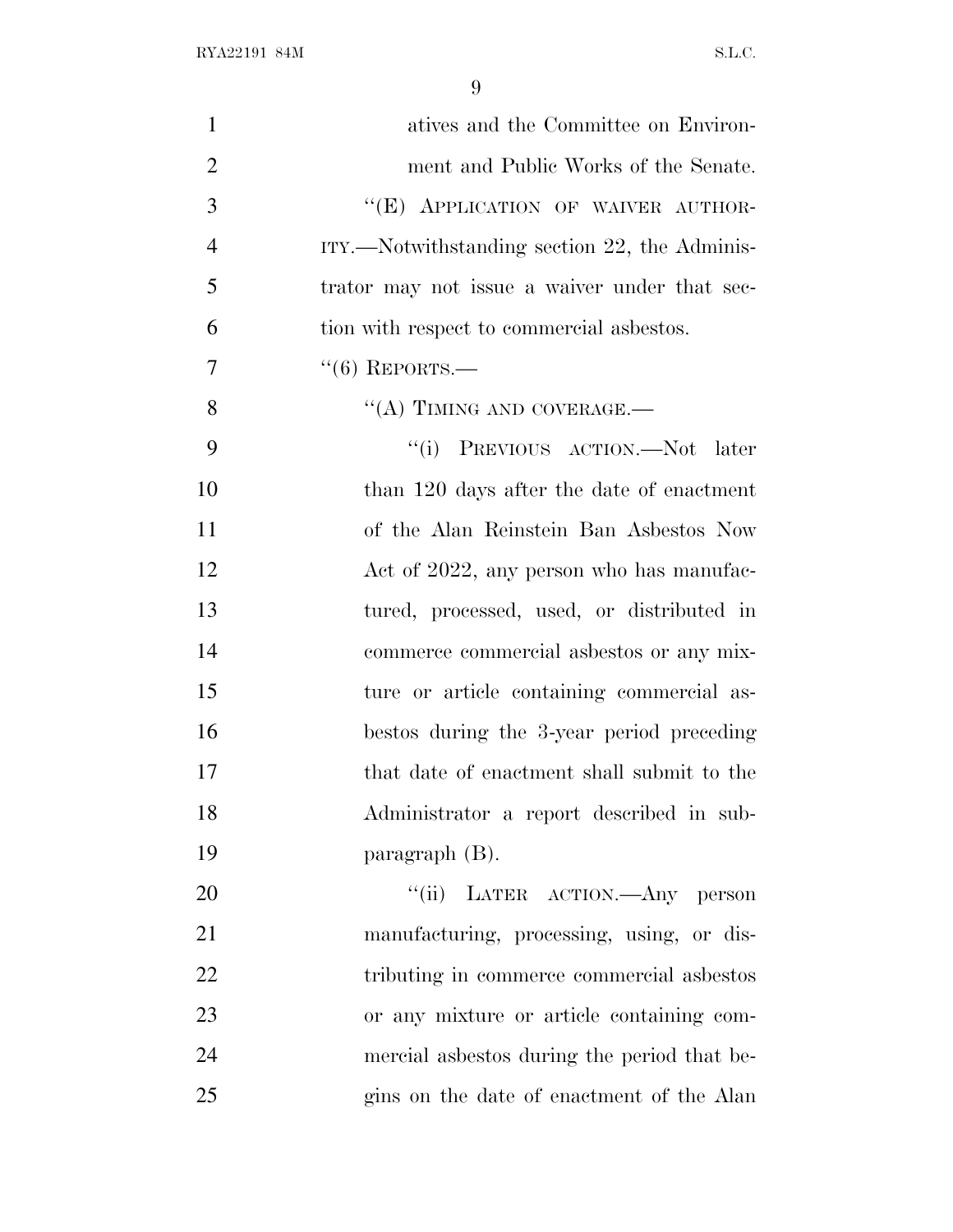atives and the Committee on Environment and Public Works of the Senate.

"(E) APPLICATION OF WAIVER AUTHORITY.—Notwithstanding section 22, the Administrator may not issue a waiver under that section with respect to commercial asbestos.

"(6) REPORTS.—

"(A) TIMING AND COVERAGE.—

"(i) PREVIOUS ACTION.—Not later than 120 days after the date of enactment of the Alan Reinstein Ban Asbestos Now Act of 2022, any person who has manufactured, processed, used, or distributed in commerce commercial asbestos or any mixture or article containing commercial asbestos during the 3-year period preceding that date of enactment shall submit to the Administrator a report described in subparagraph (B).

"(ii) LATER ACTION.—Any person manufacturing, processing, using, or distributing in commerce commercial asbestos or any mixture or article containing commercial asbestos during the period that begins on the date of enactment of the Alan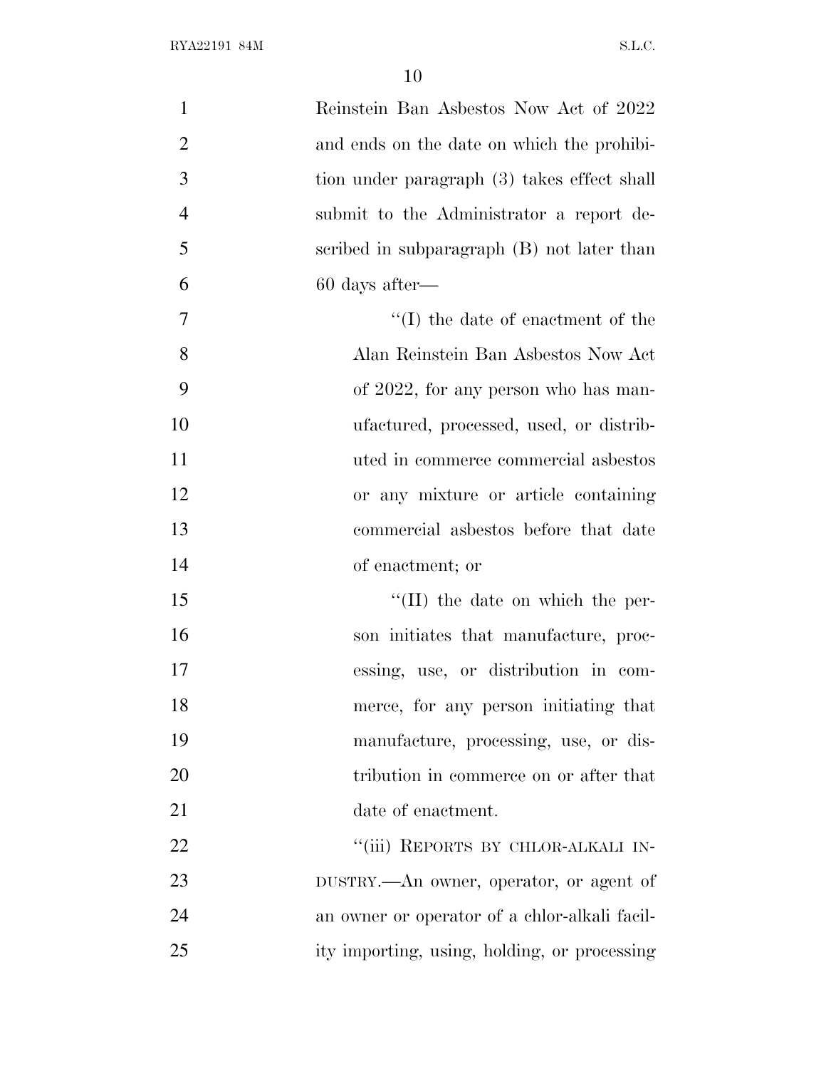Reinstein Ban Asbestos Now Act of 2022 and ends on the date on which the prohibition under paragraph (3) takes effect shall submit to the Administrator a report described in subparagraph (B) not later than 60 days after—

''(I) the date of enactment of the Alan Reinstein Ban Asbestos Now Act of 2022, for any person who has manufactured, processed, used, or distributed in commerce commercial asbestos or any mixture or article containing commercial asbestos before that date of enactment; or

''(II) the date on which the person initiates that manufacture, processing, use, or distribution in commerce, for any person initiating that manufacture, processing, use, or distribution in commerce on or after that date of enactment.

''(iii) REPORTS BY CHLOR-ALKALI INDUSTRY.—An owner, operator, or agent of an owner or operator of a chlor-alkali facility importing, using, holding, or processing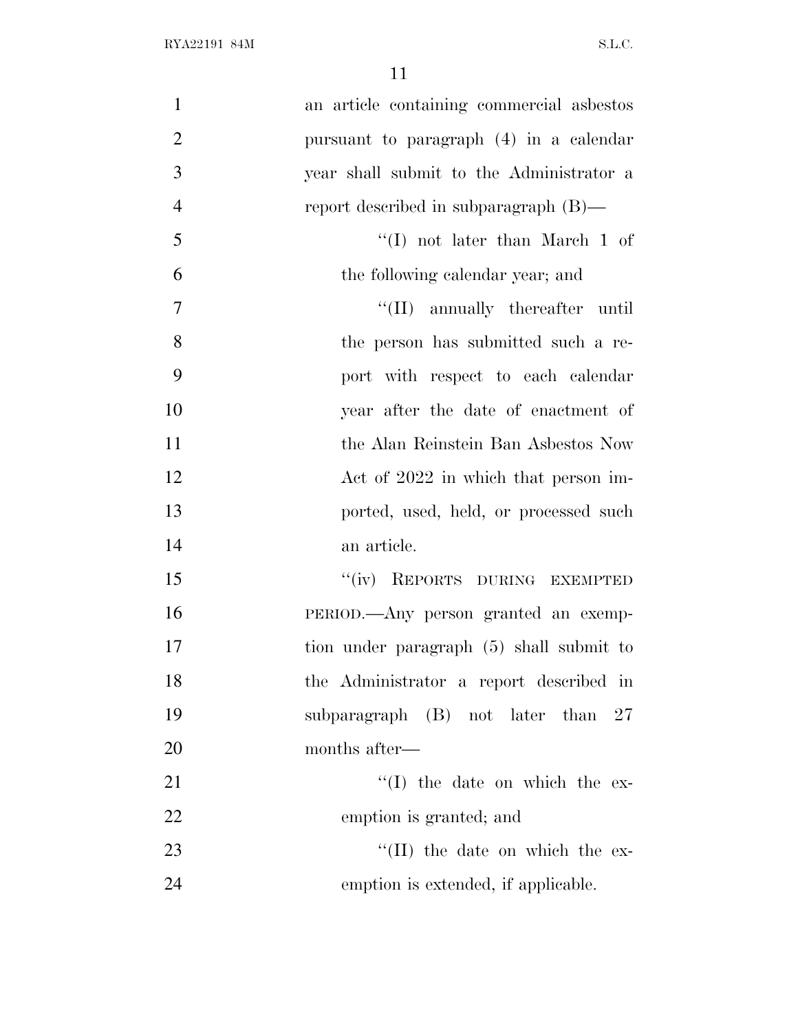an article containing commercial asbestos pursuant to paragraph (4) in a calendar year shall submit to the Administrator a report described in subparagraph (B)—

''(I) not later than March 1 of the following calendar year; and

''(II) annually thereafter until the person has submitted such a report with respect to each calendar year after the date of enactment of the Alan Reinstein Ban Asbestos Now Act of 2022 in which that person imported, used, held, or processed such an article.

''(iv) REPORTS DURING EXEMPTED PERIOD.—Any person granted an exemption under paragraph (5) shall submit to the Administrator a report described in subparagraph (B) not later than 27 months after—

''(I) the date on which the exemption is granted; and

''(II) the date on which the exemption is extended, if applicable.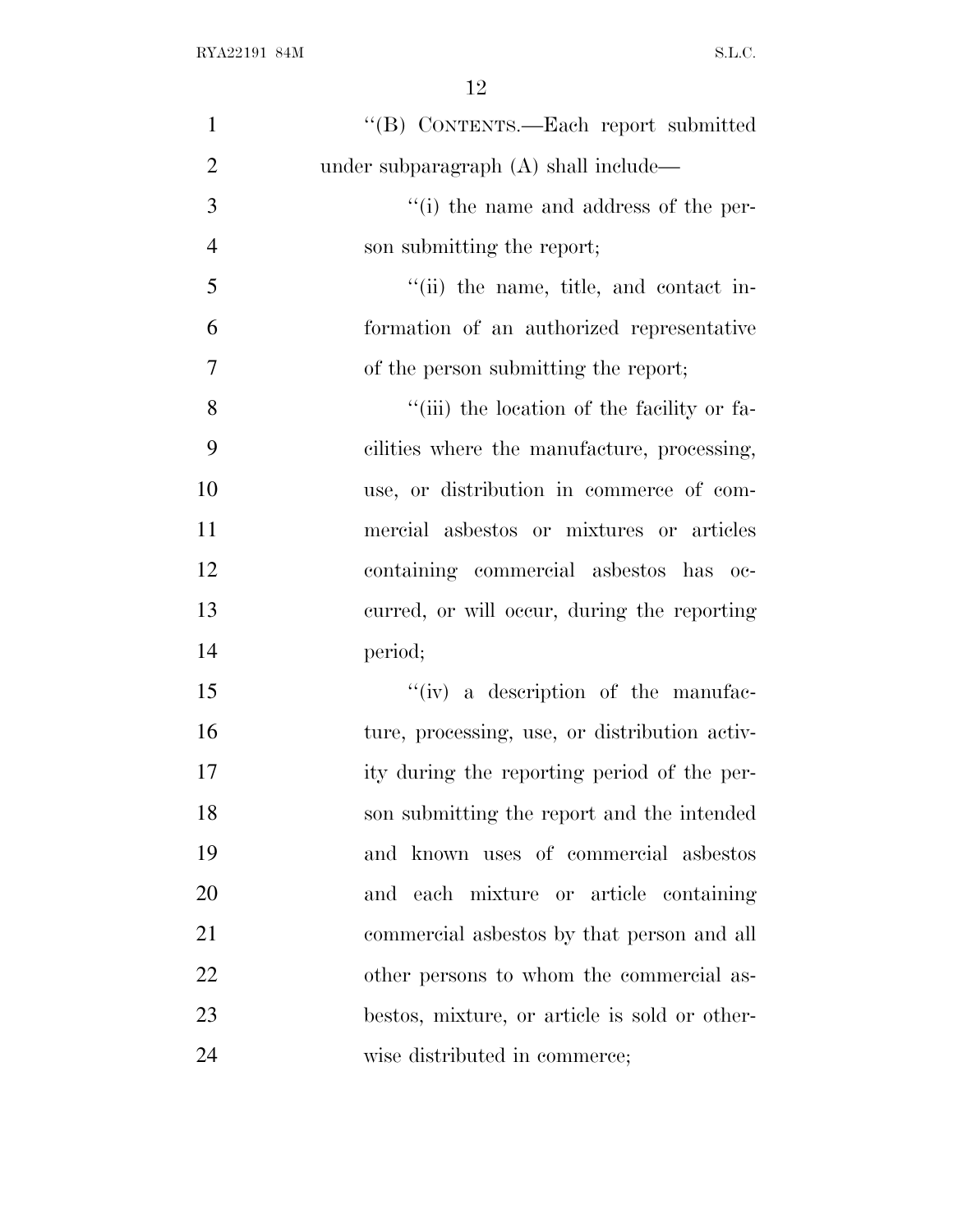''(B) CONTENTS.—Each report submitted under subparagraph (A) shall include—

''(i) the name and address of the person submitting the report;

''(ii) the name, title, and contact information of an authorized representative of the person submitting the report;

''(iii) the location of the facility or facilities where the manufacture, processing, use, or distribution in commerce of commercial asbestos or mixtures or articles containing commercial asbestos has occurred, or will occur, during the reporting period;

''(iv) a description of the manufacture, processing, use, or distribution activity during the reporting period of the person submitting the report and the intended and known uses of commercial asbestos and each mixture or article containing commercial asbestos by that person and all other persons to whom the commercial asbestos, mixture, or article is sold or otherwise distributed in commerce;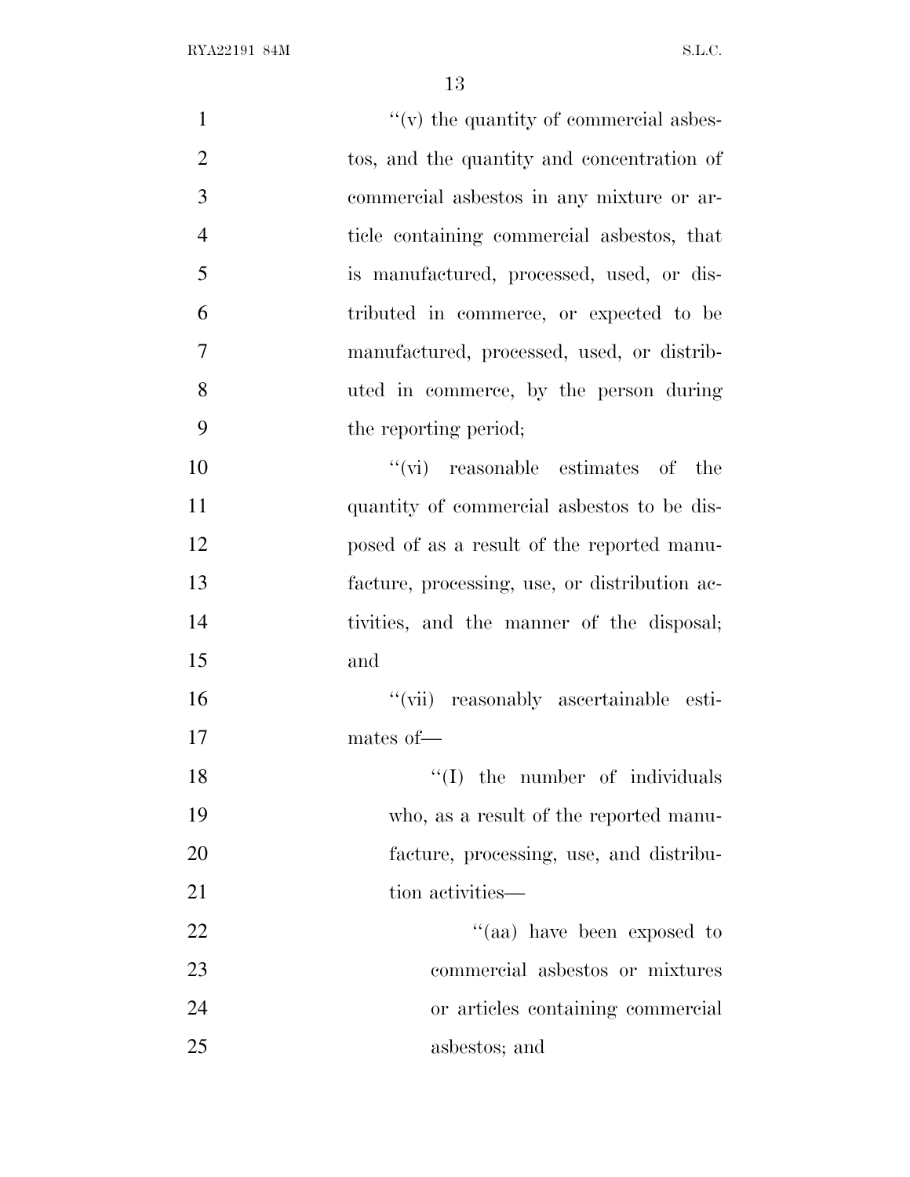"(v) the quantity of commercial asbestos, and the quantity and concentration of commercial asbestos in any mixture or article containing commercial asbestos, that is manufactured, processed, used, or distributed in commerce, or expected to be manufactured, processed, used, or distributed in commerce, by the person during the reporting period;

"(vi) reasonable estimates of the quantity of commercial asbestos to be disposed of as a result of the reported manufacture, processing, use, or distribution activities, and the manner of the disposal; and

"(vii) reasonably ascertainable estimates of—

"(I) the number of individuals who, as a result of the reported manufacture, processing, use, and distribution activities—

"(aa) have been exposed to commercial asbestos or mixtures or articles containing commercial asbestos; and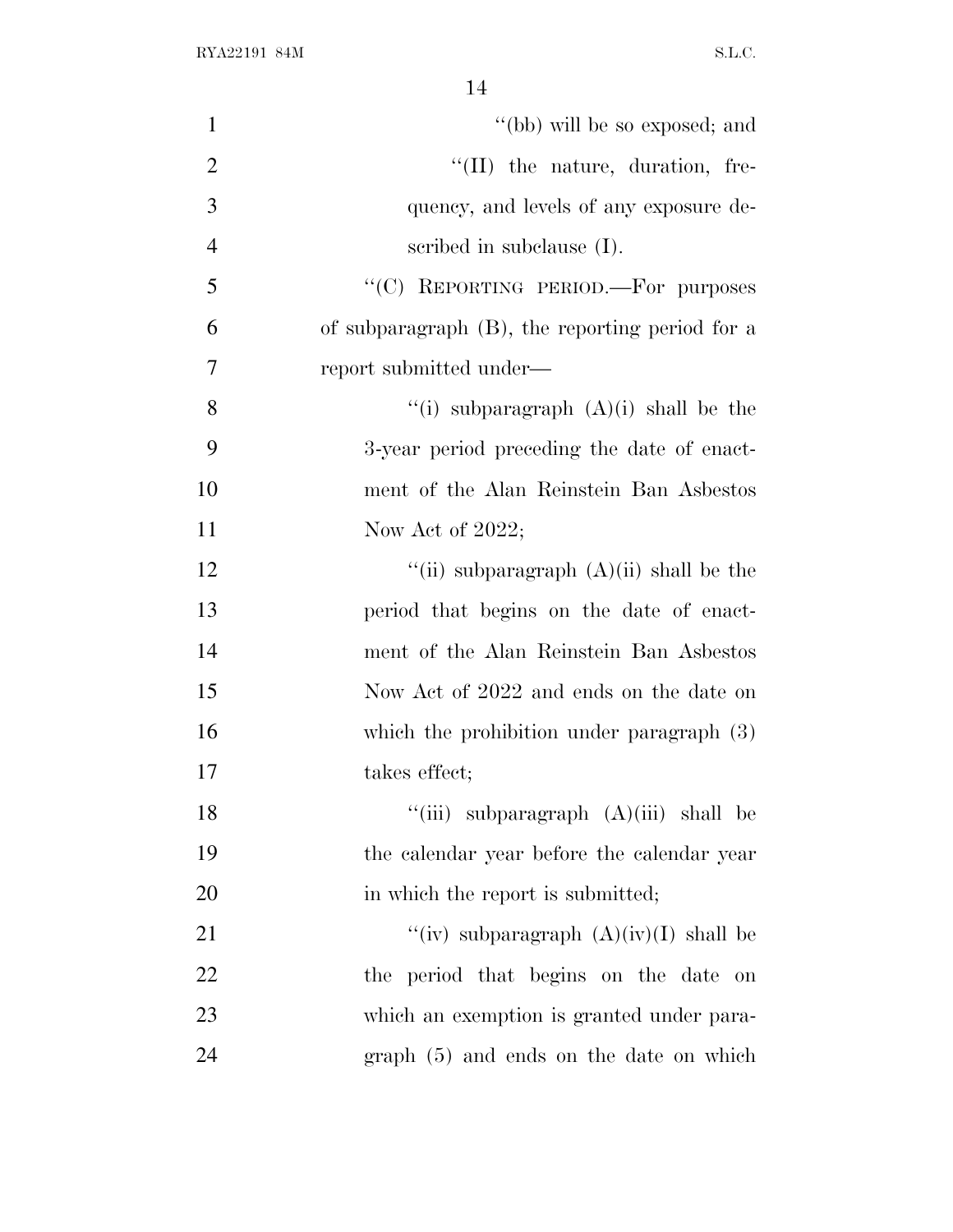''(bb) will be so exposed; and

''(II) the nature, duration, frequency, and levels of any exposure described in subclause (I).

''(C) REPORTING PERIOD.—For purposes of subparagraph (B), the reporting period for a report submitted under—

''(i) subparagraph (A)(i) shall be the 3-year period preceding the date of enactment of the Alan Reinstein Ban Asbestos Now Act of 2022;

''(ii) subparagraph (A)(ii) shall be the period that begins on the date of enactment of the Alan Reinstein Ban Asbestos Now Act of 2022 and ends on the date on which the prohibition under paragraph (3) takes effect;

''(iii) subparagraph (A)(iii) shall be the calendar year before the calendar year in which the report is submitted;

''(iv) subparagraph (A)(iv)(I) shall be the period that begins on the date on which an exemption is granted under paragraph (5) and ends on the date on which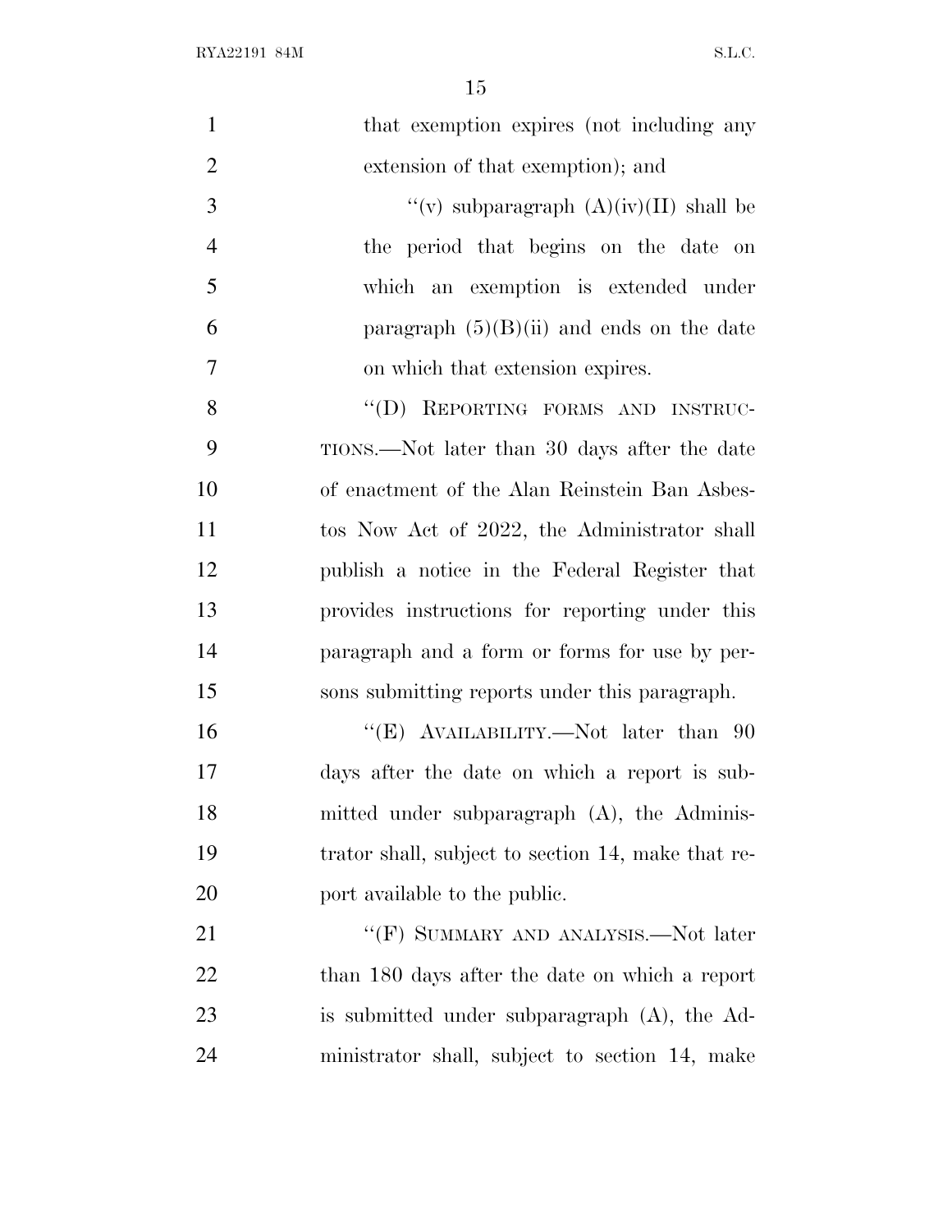that exemption expires (not including any extension of that exemption); and

"(v) subparagraph (A)(iv)(II) shall be the period that begins on the date on which an exemption is extended under paragraph (5)(B)(ii) and ends on the date on which that extension expires.

"(D) REPORTING FORMS AND INSTRUCTIONS.—Not later than 30 days after the date of enactment of the Alan Reinstein Ban Asbestos Now Act of 2022, the Administrator shall publish a notice in the Federal Register that provides instructions for reporting under this paragraph and a form or forms for use by persons submitting reports under this paragraph.

"(E) AVAILABILITY.—Not later than 90 days after the date on which a report is submitted under subparagraph (A), the Administrator shall, subject to section 14, make that report available to the public.

"(F) SUMMARY AND ANALYSIS.—Not later than 180 days after the date on which a report is submitted under subparagraph (A), the Administrator shall, subject to section 14, make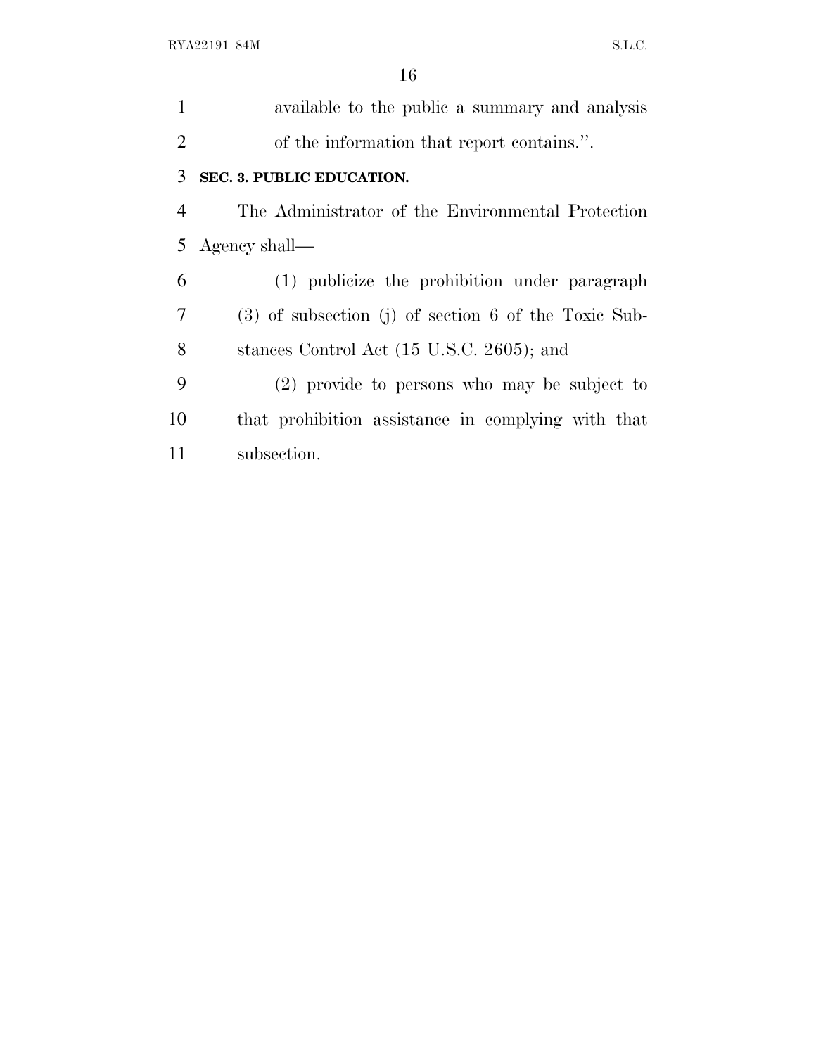available to the public a summary and analysis of the information that report contains.''.

**SEC. 3. PUBLIC EDUCATION.**

The Administrator of the Environmental Protection Agency shall—

(1) publicize the prohibition under paragraph (3) of subsection (j) of section 6 of the Toxic Substances Control Act (15 U.S.C. 2605); and

(2) provide to persons who may be subject to that prohibition assistance in complying with that subsection.